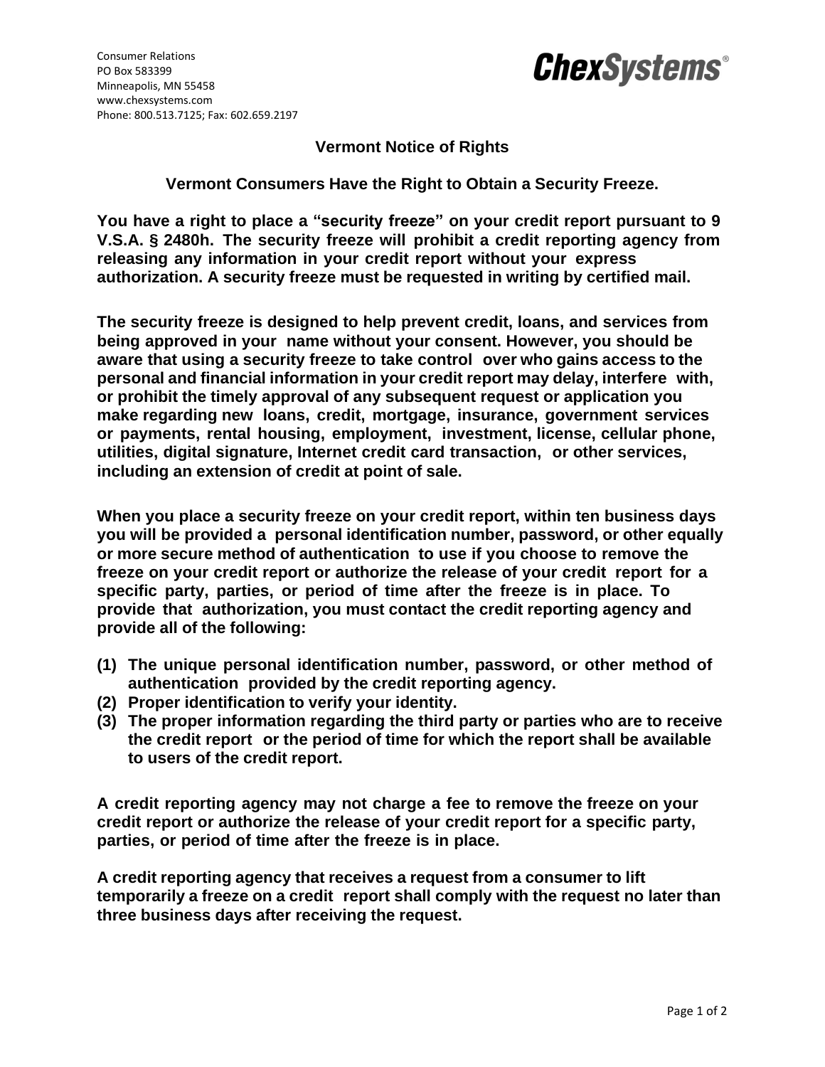Consumer Relations
PO Box 583399
Minneapolis, MN 55458
www.chexsystems.com
Phone: 800.513.7125; Fax: 602.659.2197

**ChexSystems®**

## Vermont Notice of Rights

### Vermont Consumers Have the Right to Obtain a Security Freeze.

**You have a right to place a "security freeze" on your credit report pursuant to 9 V.S.A. § 2480h. The security freeze will prohibit a credit reporting agency from releasing any information in your credit report without your express authorization. A security freeze must be requested in writing by certified mail.**

**The security freeze is designed to help prevent credit, loans, and services from being approved in your name without your consent. However, you should be aware that using a security freeze to take control over who gains access to the personal and financial information in your credit report may delay, interfere with, or prohibit the timely approval of any subsequent request or application you make regarding new loans, credit, mortgage, insurance, government services or payments, rental housing, employment, investment, license, cellular phone, utilities, digital signature, Internet credit card transaction, or other services, including an extension of credit at point of sale.**

**When you place a security freeze on your credit report, within ten business days you will be provided a personal identification number, password, or other equally or more secure method of authentication to use if you choose to remove the freeze on your credit report or authorize the release of your credit report for a specific party, parties, or period of time after the freeze is in place. To provide that authorization, you must contact the credit reporting agency and provide all of the following:**

1. **The unique personal identification number, password, or other method of authentication provided by the credit reporting agency.**
2. **Proper identification to verify your identity.**
3. **The proper information regarding the third party or parties who are to receive the credit report or the period of time for which the report shall be available to users of the credit report.**

**A credit reporting agency may not charge a fee to remove the freeze on your credit report or authorize the release of your credit report for a specific party, parties, or period of time after the freeze is in place.**

**A credit reporting agency that receives a request from a consumer to lift temporarily a freeze on a credit report shall comply with the request no later than three business days after receiving the request.**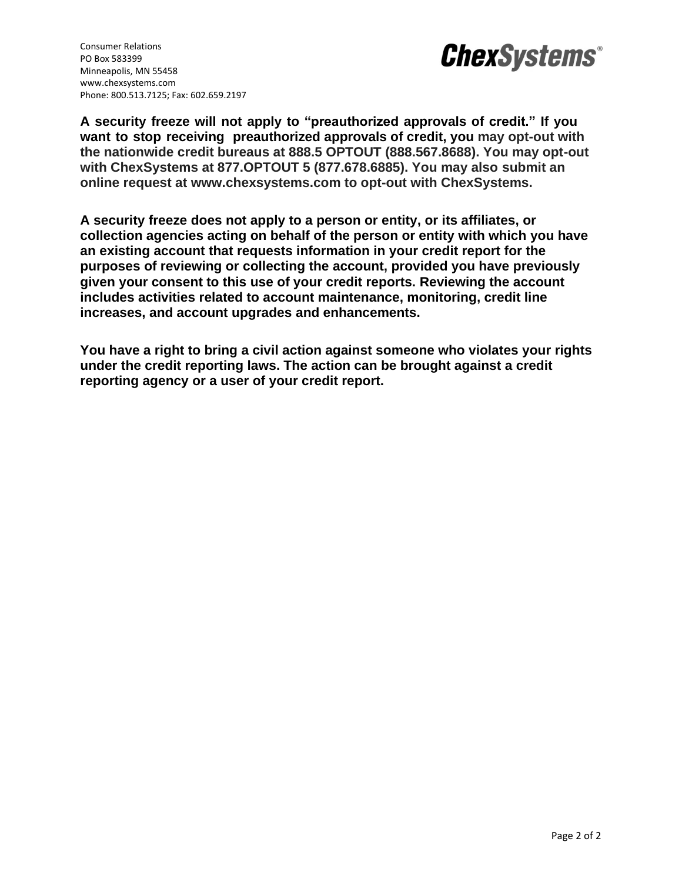Consumer Relations
PO Box 583399
Minneapolis, MN 55458
www.chexsystems.com
Phone: 800.513.7125; Fax: 602.659.2197

**ChexSystems®**

**A security freeze will not apply to "preauthorized approvals of credit." If you want to stop receiving preauthorized approvals of credit, you may opt-out with the nationwide credit bureaus at 888.5 OPTOUT (888.567.8688). You may opt-out with ChexSystems at 877.OPTOUT 5 (877.678.6885). You may also submit an online request at www.chexsystems.com to opt-out with ChexSystems.**

**A security freeze does not apply to a person or entity, or its affiliates, or collection agencies acting on behalf of the person or entity with which you have an existing account that requests information in your credit report for the purposes of reviewing or collecting the account, provided you have previously given your consent to this use of your credit reports. Reviewing the account includes activities related to account maintenance, monitoring, credit line increases, and account upgrades and enhancements.**

**You have a right to bring a civil action against someone who violates your rights under the credit reporting laws. The action can be brought against a credit reporting agency or a user of your credit report.**